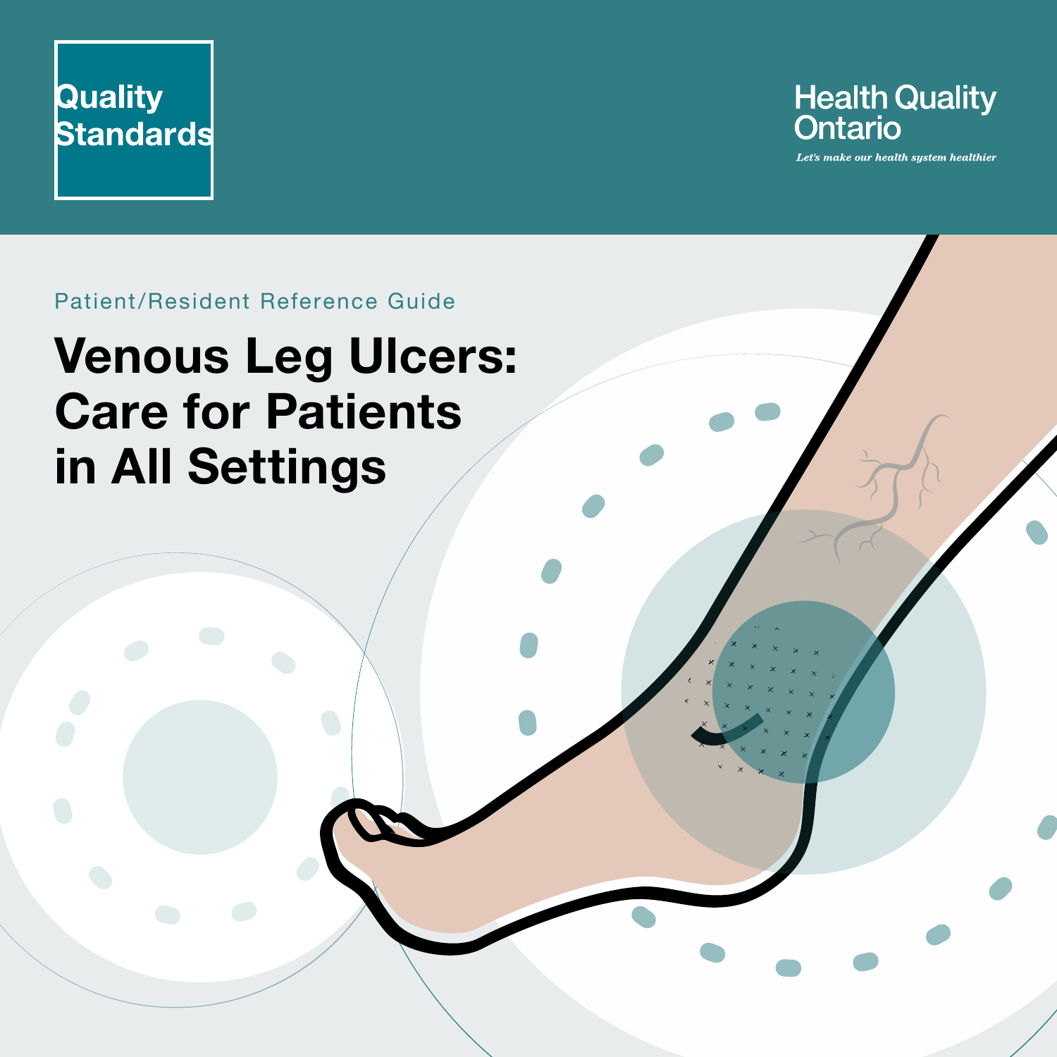Quality Standards

Health Quality Ontario

*Let's make our health system healthier*

Patient/Resident Reference Guide

# Venous Leg Ulcers: Care for Patients in All Settings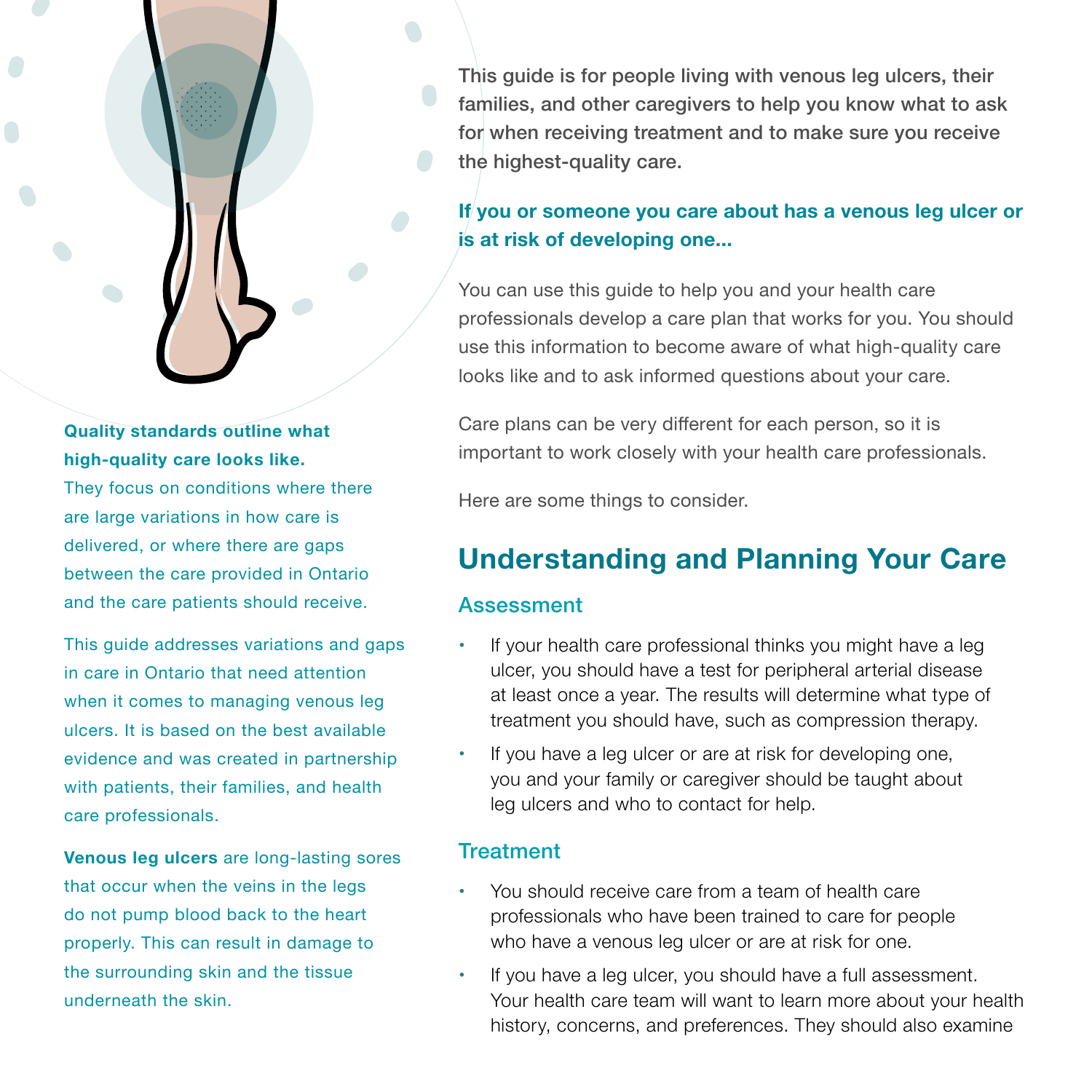**Quality standards outline what high-quality care looks like.** They focus on conditions where there are large variations in how care is delivered, or where there are gaps between the care provided in Ontario and the care patients should receive.

This guide addresses variations and gaps in care in Ontario that need attention when it comes to managing venous leg ulcers. It is based on the best available evidence and was created in partnership with patients, their families, and health care professionals.

**Venous leg ulcers** are long-lasting sores that occur when the veins in the legs do not pump blood back to the heart properly. This can result in damage to the surrounding skin and the tissue underneath the skin.

**This guide is for people living with venous leg ulcers, their families, and other caregivers to help you know what to ask for when receiving treatment and to make sure you receive the highest-quality care.**

**If you or someone you care about has a venous leg ulcer or is at risk of developing one...**

You can use this guide to help you and your health care professionals develop a care plan that works for you. You should use this information to become aware of what high-quality care looks like and to ask informed questions about your care.

Care plans can be very different for each person, so it is important to work closely with your health care professionals.

Here are some things to consider.

## Understanding and Planning Your Care

### Assessment

- If your health care professional thinks you might have a leg ulcer, you should have a test for peripheral arterial disease at least once a year. The results will determine what type of treatment you should have, such as compression therapy.
- If you have a leg ulcer or are at risk for developing one, you and your family or caregiver should be taught about leg ulcers and who to contact for help.

### Treatment

- You should receive care from a team of health care professionals who have been trained to care for people who have a venous leg ulcer or are at risk for one.
- If you have a leg ulcer, you should have a full assessment. Your health care team will want to learn more about your health history, concerns, and preferences. They should also examine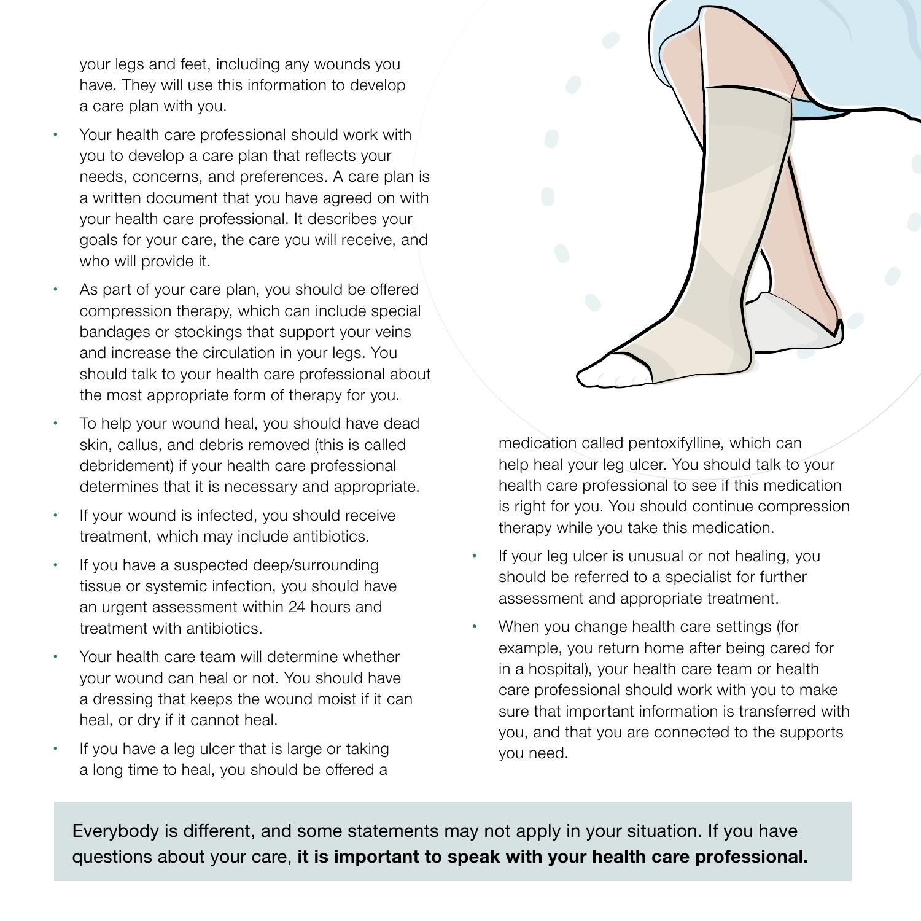your legs and feet, including any wounds you have. They will use this information to develop a care plan with you.

- Your health care professional should work with you to develop a care plan that reflects your needs, concerns, and preferences. A care plan is a written document that you have agreed on with your health care professional. It describes your goals for your care, the care you will receive, and who will provide it.
- As part of your care plan, you should be offered compression therapy, which can include special bandages or stockings that support your veins and increase the circulation in your legs. You should talk to your health care professional about the most appropriate form of therapy for you.
- To help your wound heal, you should have dead skin, callus, and debris removed (this is called debridement) if your health care professional determines that it is necessary and appropriate.
- If your wound is infected, you should receive treatment, which may include antibiotics.
- If you have a suspected deep/surrounding tissue or systemic infection, you should have an urgent assessment within 24 hours and treatment with antibiotics.
- Your health care team will determine whether your wound can heal or not. You should have a dressing that keeps the wound moist if it can heal, or dry if it cannot heal.
- If you have a leg ulcer that is large or taking a long time to heal, you should be offered a medication called pentoxifylline, which can help heal your leg ulcer. You should talk to your health care professional to see if this medication is right for you. You should continue compression therapy while you take this medication.
- If your leg ulcer is unusual or not healing, you should be referred to a specialist for further assessment and appropriate treatment.
- When you change health care settings (for example, you return home after being cared for in a hospital), your health care team or health care professional should work with you to make sure that important information is transferred with you, and that you are connected to the supports you need.

Everybody is different, and some statements may not apply in your situation. If you have questions about your care, **it is important to speak with your health care professional.**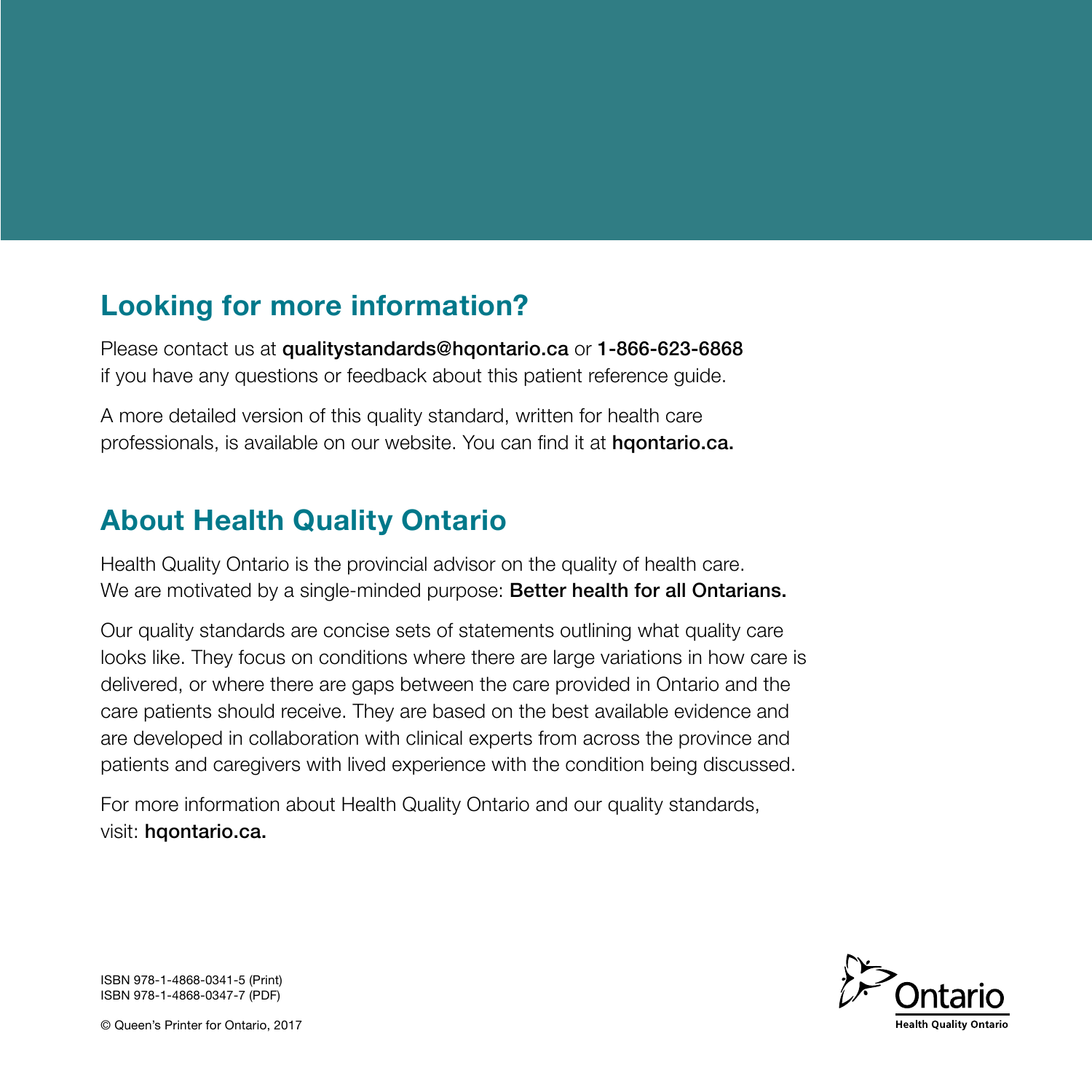## Looking for more information?

Please contact us at **qualitystandards@hqontario.ca** or **1-866-623-6868** if you have any questions or feedback about this patient reference guide.

A more detailed version of this quality standard, written for health care professionals, is available on our website. You can find it at **hqontario.ca.**

## About Health Quality Ontario

Health Quality Ontario is the provincial advisor on the quality of health care. We are motivated by a single-minded purpose: **Better health for all Ontarians.**

Our quality standards are concise sets of statements outlining what quality care looks like. They focus on conditions where there are large variations in how care is delivered, or where there are gaps between the care provided in Ontario and the care patients should receive. They are based on the best available evidence and are developed in collaboration with clinical experts from across the province and patients and caregivers with lived experience with the condition being discussed.

For more information about Health Quality Ontario and our quality standards, visit: **hqontario.ca.**

ISBN 978-1-4868-0341-5 (Print)
ISBN 978-1-4868-0347-7 (PDF)

© Queen's Printer for Ontario, 2017

Ontario
Health Quality Ontario